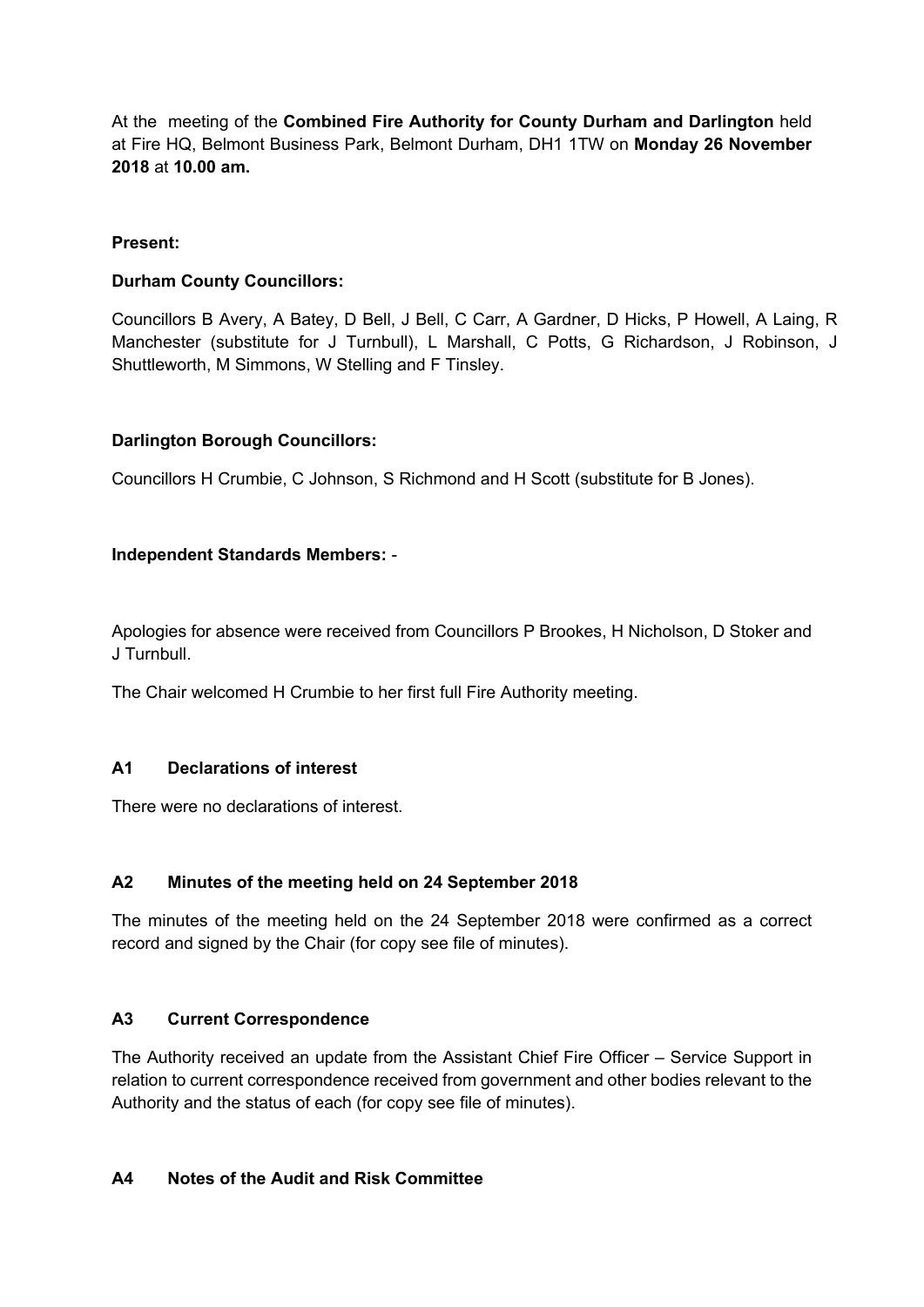At the meeting of the **Combined Fire Authority for County Durham and Darlington** held at Fire HQ, Belmont Business Park, Belmont Durham, DH1 1TW on **Monday 26 November 2018** at **10.00 am.**

**Present:**

**Durham County Councillors:**

Councillors B Avery, A Batey, D Bell, J Bell, C Carr, A Gardner, D Hicks, P Howell, A Laing, R Manchester (substitute for J Turnbull), L Marshall, C Potts, G Richardson, J Robinson, J Shuttleworth, M Simmons, W Stelling and F Tinsley.

**Darlington Borough Councillors:**

Councillors H Crumbie, C Johnson, S Richmond and H Scott (substitute for B Jones).

**Independent Standards Members:** -

Apologies for absence were received from Councillors P Brookes, H Nicholson, D Stoker and J Turnbull.

The Chair welcomed H Crumbie to her first full Fire Authority meeting.

### A1 Declarations of interest

There were no declarations of interest.

### A2 Minutes of the meeting held on 24 September 2018

The minutes of the meeting held on the 24 September 2018 were confirmed as a correct record and signed by the Chair (for copy see file of minutes).

### A3 Current Correspondence

The Authority received an update from the Assistant Chief Fire Officer – Service Support in relation to current correspondence received from government and other bodies relevant to the Authority and the status of each (for copy see file of minutes).

### A4 Notes of the Audit and Risk Committee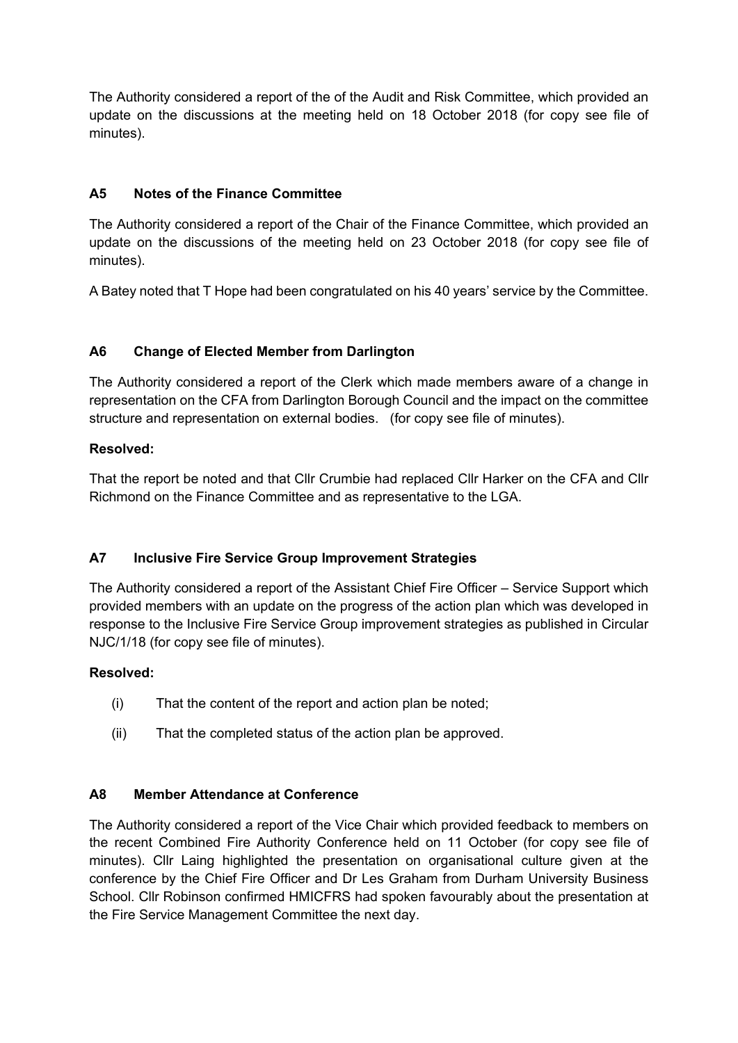The Authority considered a report of the of the Audit and Risk Committee, which provided an update on the discussions at the meeting held on 18 October 2018 (for copy see file of minutes).

### A5 Notes of the Finance Committee

The Authority considered a report of the Chair of the Finance Committee, which provided an update on the discussions of the meeting held on 23 October 2018 (for copy see file of minutes).

A Batey noted that T Hope had been congratulated on his 40 years' service by the Committee.

### A6 Change of Elected Member from Darlington

The Authority considered a report of the Clerk which made members aware of a change in representation on the CFA from Darlington Borough Council and the impact on the committee structure and representation on external bodies. (for copy see file of minutes).

**Resolved:**

That the report be noted and that Cllr Crumbie had replaced Cllr Harker on the CFA and Cllr Richmond on the Finance Committee and as representative to the LGA.

### A7 Inclusive Fire Service Group Improvement Strategies

The Authority considered a report of the Assistant Chief Fire Officer – Service Support which provided members with an update on the progress of the action plan which was developed in response to the Inclusive Fire Service Group improvement strategies as published in Circular NJC/1/18 (for copy see file of minutes).

**Resolved:**

(i) That the content of the report and action plan be noted;

(ii) That the completed status of the action plan be approved.

### A8 Member Attendance at Conference

The Authority considered a report of the Vice Chair which provided feedback to members on the recent Combined Fire Authority Conference held on 11 October (for copy see file of minutes). Cllr Laing highlighted the presentation on organisational culture given at the conference by the Chief Fire Officer and Dr Les Graham from Durham University Business School. Cllr Robinson confirmed HMICFRS had spoken favourably about the presentation at the Fire Service Management Committee the next day.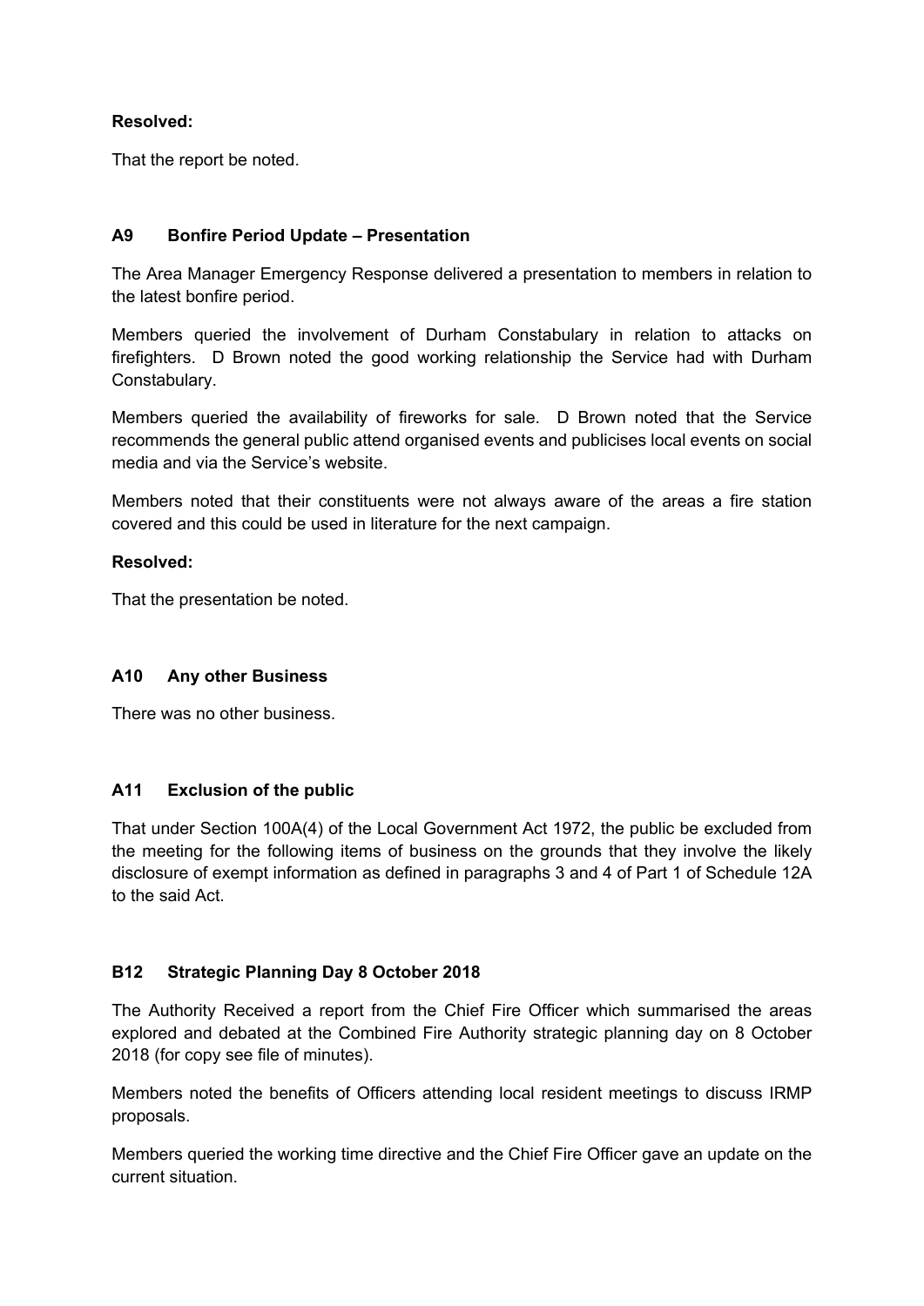**Resolved:**

That the report be noted.

### A9 Bonfire Period Update – Presentation

The Area Manager Emergency Response delivered a presentation to members in relation to the latest bonfire period.

Members queried the involvement of Durham Constabulary in relation to attacks on firefighters. D Brown noted the good working relationship the Service had with Durham Constabulary.

Members queried the availability of fireworks for sale. D Brown noted that the Service recommends the general public attend organised events and publicises local events on social media and via the Service's website.

Members noted that their constituents were not always aware of the areas a fire station covered and this could be used in literature for the next campaign.

**Resolved:**

That the presentation be noted.

### A10 Any other Business

There was no other business.

### A11 Exclusion of the public

That under Section 100A(4) of the Local Government Act 1972, the public be excluded from the meeting for the following items of business on the grounds that they involve the likely disclosure of exempt information as defined in paragraphs 3 and 4 of Part 1 of Schedule 12A to the said Act.

### B12 Strategic Planning Day 8 October 2018

The Authority Received a report from the Chief Fire Officer which summarised the areas explored and debated at the Combined Fire Authority strategic planning day on 8 October 2018 (for copy see file of minutes).

Members noted the benefits of Officers attending local resident meetings to discuss IRMP proposals.

Members queried the working time directive and the Chief Fire Officer gave an update on the current situation.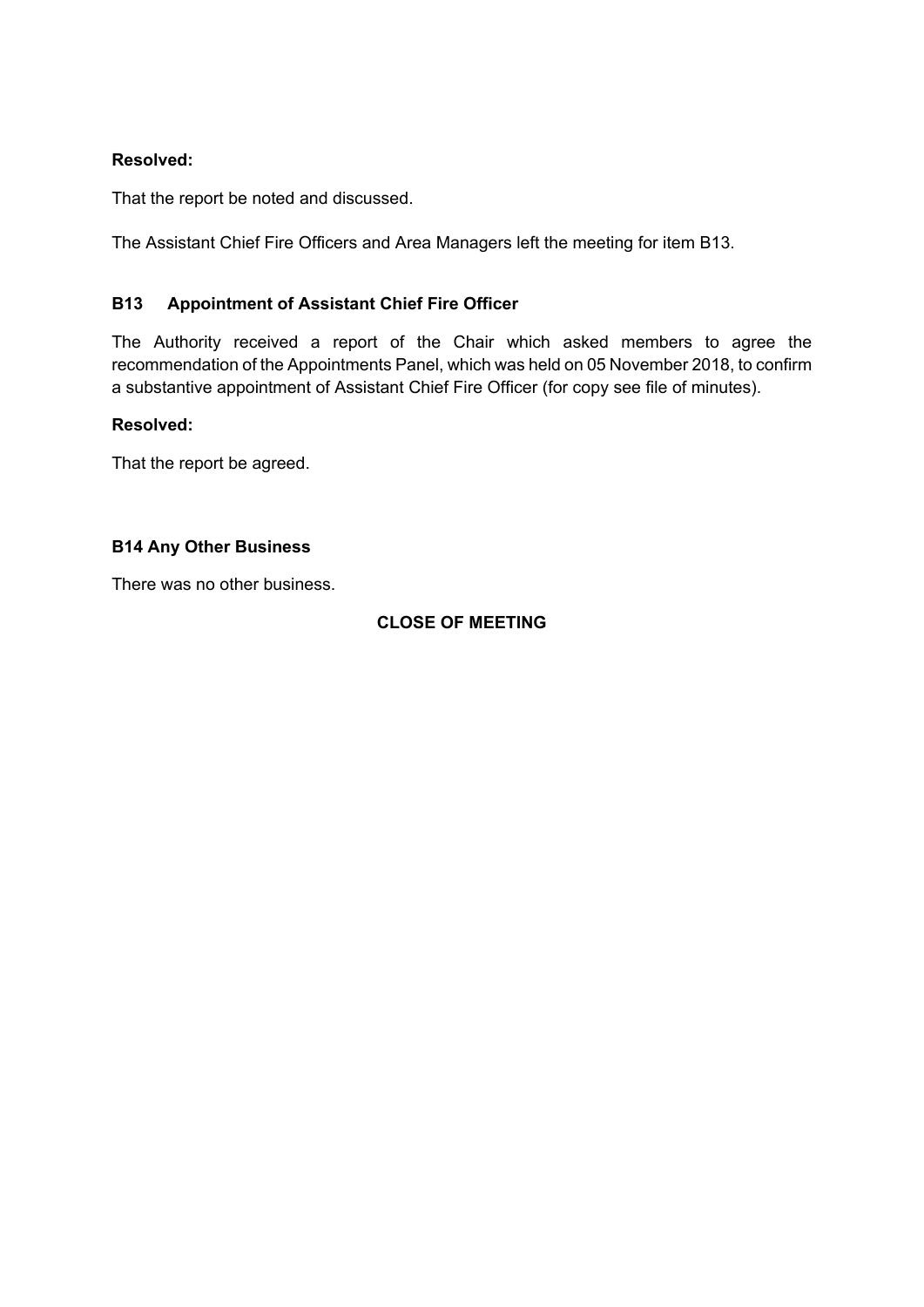**Resolved:**

That the report be noted and discussed.

The Assistant Chief Fire Officers and Area Managers left the meeting for item B13.

### B13 Appointment of Assistant Chief Fire Officer

The Authority received a report of the Chair which asked members to agree the recommendation of the Appointments Panel, which was held on 05 November 2018, to confirm a substantive appointment of Assistant Chief Fire Officer (for copy see file of minutes).

**Resolved:**

That the report be agreed.

### B14 Any Other Business

There was no other business.

**CLOSE OF MEETING**